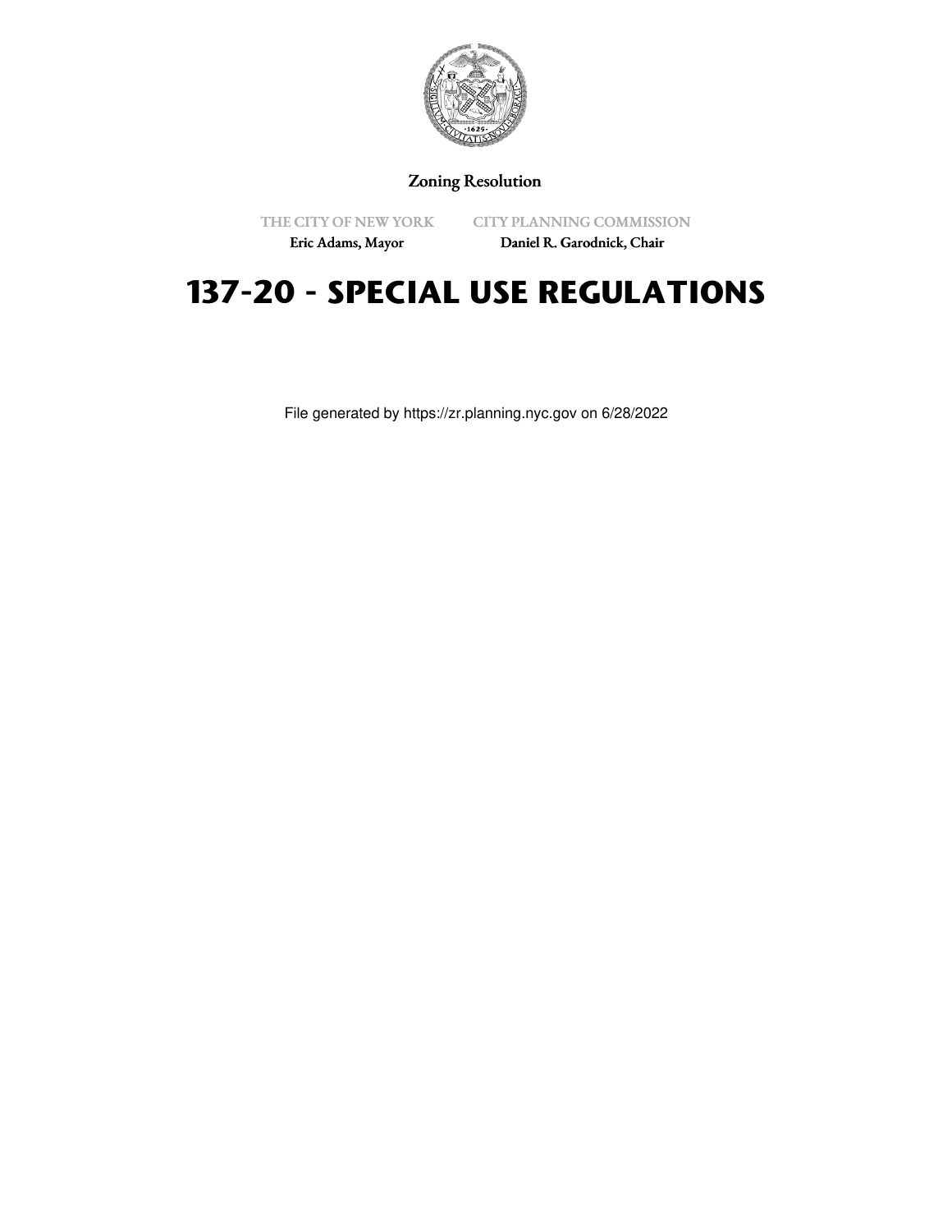Zoning Resolution

THE CITY OF NEW YORK
Eric Adams, Mayor

CITY PLANNING COMMISSION
Daniel R. Garodnick, Chair

# 137-20 - SPECIAL USE REGULATIONS

File generated by https://zr.planning.nyc.gov on 6/28/2022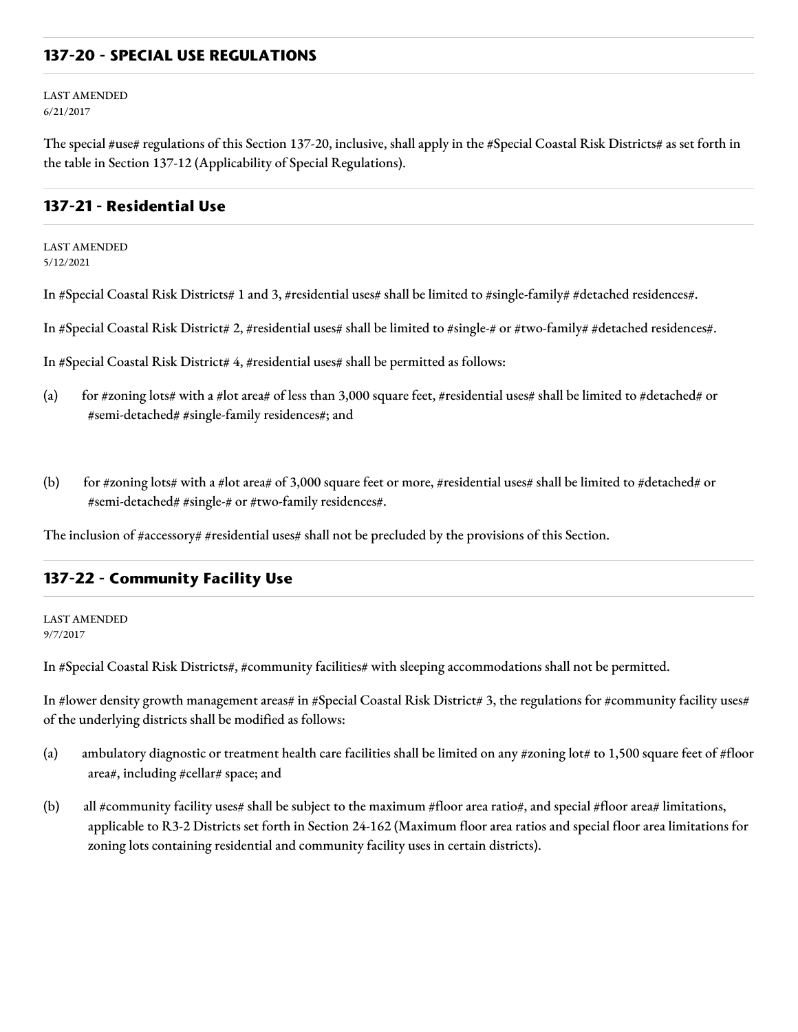## 137-20 - SPECIAL USE REGULATIONS

LAST AMENDED
6/21/2017

The special #use# regulations of this Section 137-20, inclusive, shall apply in the #Special Coastal Risk Districts# as set forth in the table in Section 137-12 (Applicability of Special Regulations).

## 137-21 - Residential Use

LAST AMENDED
5/12/2021

In #Special Coastal Risk Districts# 1 and 3, #residential uses# shall be limited to #single-family# #detached residences#.

In #Special Coastal Risk District# 2, #residential uses# shall be limited to #single-# or #two-family# #detached residences#.

In #Special Coastal Risk District# 4, #residential uses# shall be permitted as follows:

(a) for #zoning lots# with a #lot area# of less than 3,000 square feet, #residential uses# shall be limited to #detached# or #semi-detached# #single-family residences#; and

(b) for #zoning lots# with a #lot area# of 3,000 square feet or more, #residential uses# shall be limited to #detached# or #semi-detached# #single-# or #two-family residences#.

The inclusion of #accessory# #residential uses# shall not be precluded by the provisions of this Section.

## 137-22 - Community Facility Use

LAST AMENDED
9/7/2017

In #Special Coastal Risk Districts#, #community facilities# with sleeping accommodations shall not be permitted.

In #lower density growth management areas# in #Special Coastal Risk District# 3, the regulations for #community facility uses# of the underlying districts shall be modified as follows:

(a) ambulatory diagnostic or treatment health care facilities shall be limited on any #zoning lot# to 1,500 square feet of #floor area#, including #cellar# space; and

(b) all #community facility uses# shall be subject to the maximum #floor area ratio#, and special #floor area# limitations, applicable to R3-2 Districts set forth in Section 24-162 (Maximum floor area ratios and special floor area limitations for zoning lots containing residential and community facility uses in certain districts).